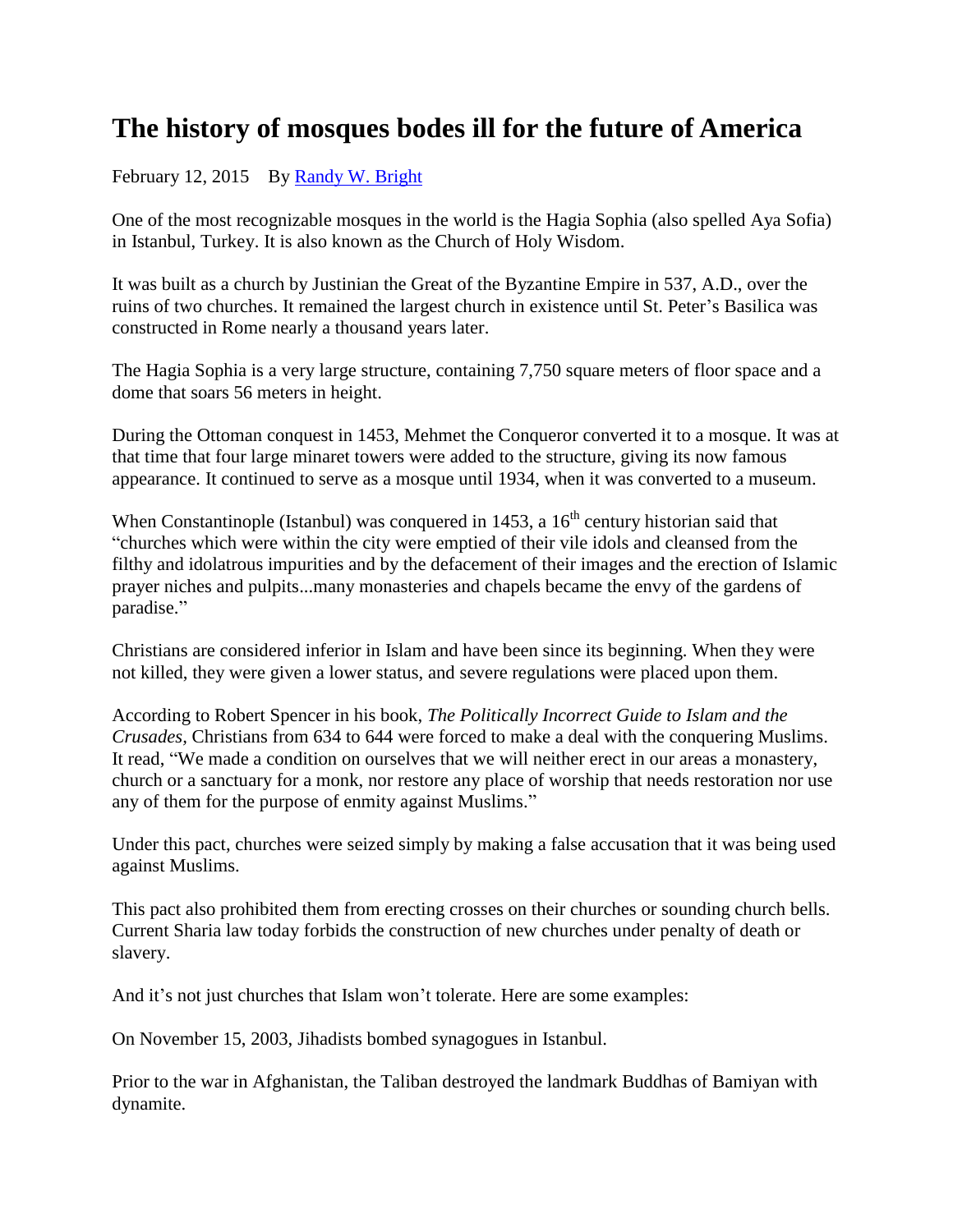# The history of mosques bodes ill for the future of America

February 12, 2015 By [Randy W. Bright]

One of the most recognizable mosques in the world is the Hagia Sophia (also spelled Aya Sofia) in Istanbul, Turkey. It is also known as the Church of Holy Wisdom.

It was built as a church by Justinian the Great of the Byzantine Empire in 537, A.D., over the ruins of two churches. It remained the largest church in existence until St. Peter's Basilica was constructed in Rome nearly a thousand years later.

The Hagia Sophia is a very large structure, containing 7,750 square meters of floor space and a dome that soars 56 meters in height.

During the Ottoman conquest in 1453, Mehmet the Conqueror converted it to a mosque. It was at that time that four large minaret towers were added to the structure, giving its now famous appearance. It continued to serve as a mosque until 1934, when it was converted to a museum.

When Constantinople (Istanbul) was conquered in 1453, a 16th century historian said that "churches which were within the city were emptied of their vile idols and cleansed from the filthy and idolatrous impurities and by the defacement of their images and the erection of Islamic prayer niches and pulpits...many monasteries and chapels became the envy of the gardens of paradise."

Christians are considered inferior in Islam and have been since its beginning. When they were not killed, they were given a lower status, and severe regulations were placed upon them.

According to Robert Spencer in his book, *The Politically Incorrect Guide to Islam and the Crusades*, Christians from 634 to 644 were forced to make a deal with the conquering Muslims. It read, "We made a condition on ourselves that we will neither erect in our areas a monastery, church or a sanctuary for a monk, nor restore any place of worship that needs restoration nor use any of them for the purpose of enmity against Muslims."

Under this pact, churches were seized simply by making a false accusation that it was being used against Muslims.

This pact also prohibited them from erecting crosses on their churches or sounding church bells. Current Sharia law today forbids the construction of new churches under penalty of death or slavery.

And it's not just churches that Islam won't tolerate. Here are some examples:

On November 15, 2003, Jihadists bombed synagogues in Istanbul.

Prior to the war in Afghanistan, the Taliban destroyed the landmark Buddhas of Bamiyan with dynamite.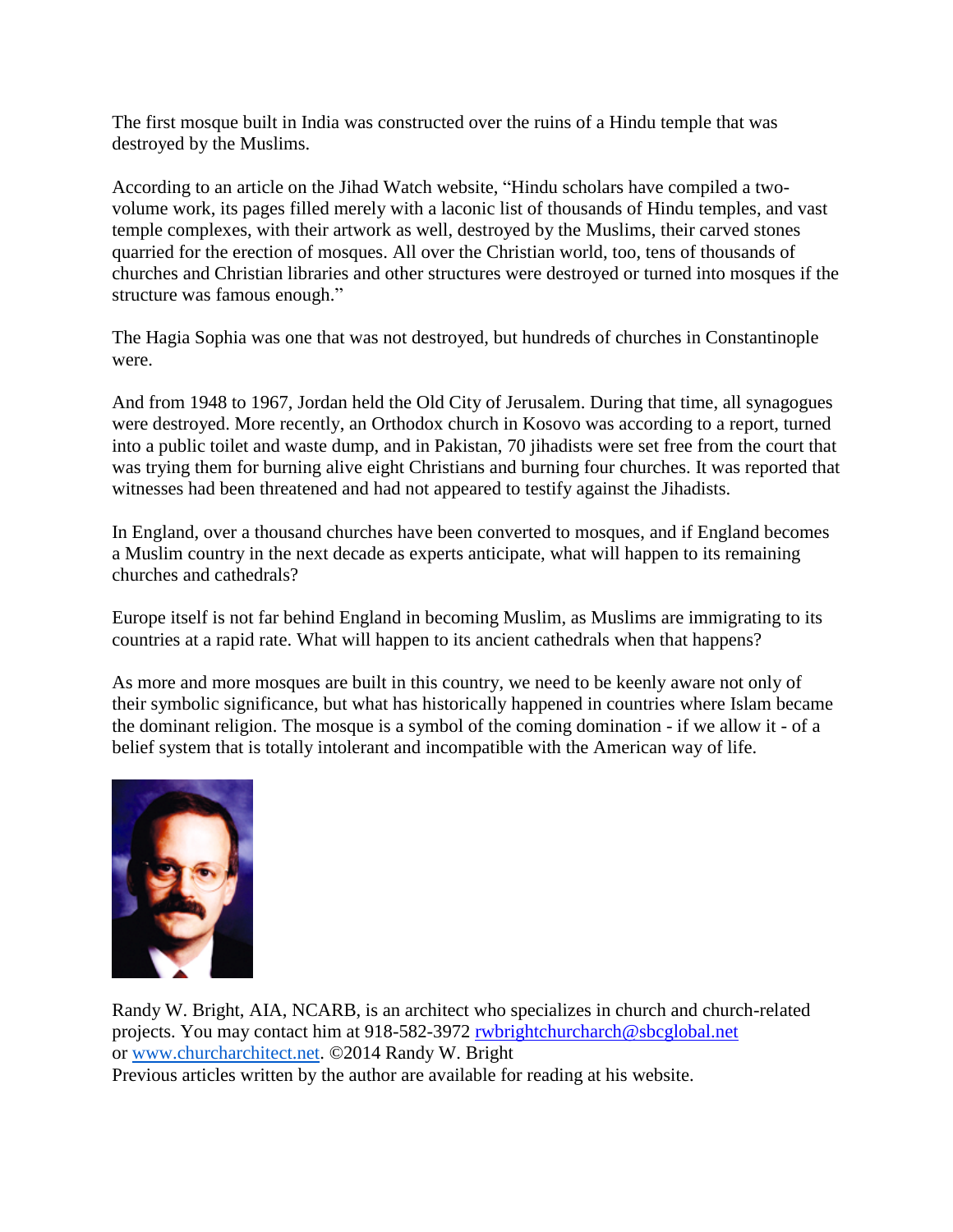The first mosque built in India was constructed over the ruins of a Hindu temple that was destroyed by the Muslims.

According to an article on the Jihad Watch website, "Hindu scholars have compiled a two-volume work, its pages filled merely with a laconic list of thousands of Hindu temples, and vast temple complexes, with their artwork as well, destroyed by the Muslims, their carved stones quarried for the erection of mosques. All over the Christian world, too, tens of thousands of churches and Christian libraries and other structures were destroyed or turned into mosques if the structure was famous enough."

The Hagia Sophia was one that was not destroyed, but hundreds of churches in Constantinople were.

And from 1948 to 1967, Jordan held the Old City of Jerusalem. During that time, all synagogues were destroyed. More recently, an Orthodox church in Kosovo was according to a report, turned into a public toilet and waste dump, and in Pakistan, 70 jihadists were set free from the court that was trying them for burning alive eight Christians and burning four churches. It was reported that witnesses had been threatened and had not appeared to testify against the Jihadists.

In England, over a thousand churches have been converted to mosques, and if England becomes a Muslim country in the next decade as experts anticipate, what will happen to its remaining churches and cathedrals?

Europe itself is not far behind England in becoming Muslim, as Muslims are immigrating to its countries at a rapid rate. What will happen to its ancient cathedrals when that happens?

As more and more mosques are built in this country, we need to be keenly aware not only of their symbolic significance, but what has historically happened in countries where Islam became the dominant religion. The mosque is a symbol of the coming domination - if we allow it - of a belief system that is totally intolerant and incompatible with the American way of life.

Randy W. Bright, AIA, NCARB, is an architect who specializes in church and church-related projects. You may contact him at 918-582-3972 rwbrightchurcharch@sbcglobal.net or www.churcharchitect.net. ©2014 Randy W. Bright
Previous articles written by the author are available for reading at his website.